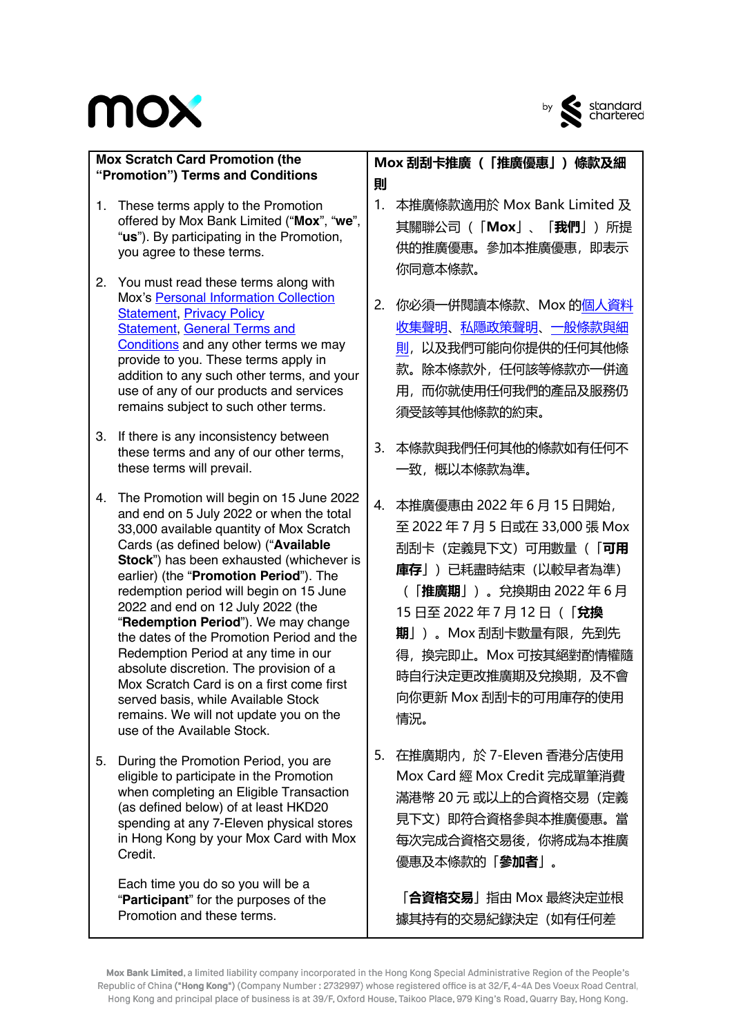| **Mox Scratch Card Promotion (the "Promotion") Terms and Conditions** | **Mox 刮刮卡推廣（「推廣優惠」）條款及細則** |
| --- | --- |
| 1. These terms apply to the Promotion offered by Mox Bank Limited ("**Mox**", "**we**", "**us**"). By participating in the Promotion, you agree to these terms. | 1. 本推廣條款適用於 Mox Bank Limited 及其關聯公司（「**Mox**」、「**我們**」）所提供的推廣優惠。參加本推廣優惠，即表示你同意本條款。 |
| 2. You must read these terms along with Mox's Personal Information Collection Statement, Privacy Policy Statement, General Terms and Conditions and any other terms we may provide to you. These terms apply in addition to any such other terms, and your use of any of our products and services remains subject to such other terms. | 2. 你必須一併閱讀本條款、Mox 的個人資料收集聲明、私隱政策聲明、一般條款與細則，以及我們可能向你提供的任何其他條款。除本條款外，任何該等條款亦一併適用，而你就使用任何我們的產品及服務仍須受該等其他條款的約束。 |
| 3. If there is any inconsistency between these terms and any of our other terms, these terms will prevail. | 3. 本條款與我們任何其他的條款如有任何不一致，概以本條款為準。 |
| 4. The Promotion will begin on 15 June 2022 and end on 5 July 2022 or when the total 33,000 available quantity of Mox Scratch Cards (as defined below) ("**Available Stock**") has been exhausted (whichever is earlier) (the "**Promotion Period**"). The redemption period will begin on 15 June 2022 and end on 12 July 2022 (the "**Redemption Period**"). We may change the dates of the Promotion Period and the Redemption Period at any time in our absolute discretion. The provision of a Mox Scratch Card is on a first come first served basis, while Available Stock remains. We will not update you on the use of the Available Stock. | 4. 本推廣優惠由 2022 年 6 月 15 日開始，至 2022 年 7 月 5 日或在 33,000 張 Mox 刮刮卡（定義見下文）可用數量（「**可用庫存**」）已耗盡時結束（以較早者為準）（「**推廣期**」）。兌換期由 2022 年 6 月 15 日至 2022 年 7 月 12 日（「**兌換期**」）。Mox 刮刮卡數量有限，先到先得，換完即止。Mox 可按其絕對酌情權隨時自行決定更改推廣期及兌換期，及不會向你更新 Mox 刮刮卡的可用庫存的使用情況。 |
| 5. During the Promotion Period, you are eligible to participate in the Promotion when completing an Eligible Transaction (as defined below) of at least HKD20 spending at any 7-Eleven physical stores in Hong Kong by your Mox Card with Mox Credit.<br><br>Each time you do so you will be a "**Participant**" for the purposes of the Promotion and these terms. | 5. 在推廣期內，於 7-Eleven 香港分店使用 Mox Card 經 Mox Credit 完成單筆消費滿港幣 20 元或以上的合資格交易（定義見下文）即符合資格參與本推廣優惠。當每次完成合資格交易後，你將成為本推廣優惠及本條款的「**參加者**」。<br><br>「**合資格交易**」指由 Mox 最終決定並根據其持有的交易紀錄決定（如有任何差 |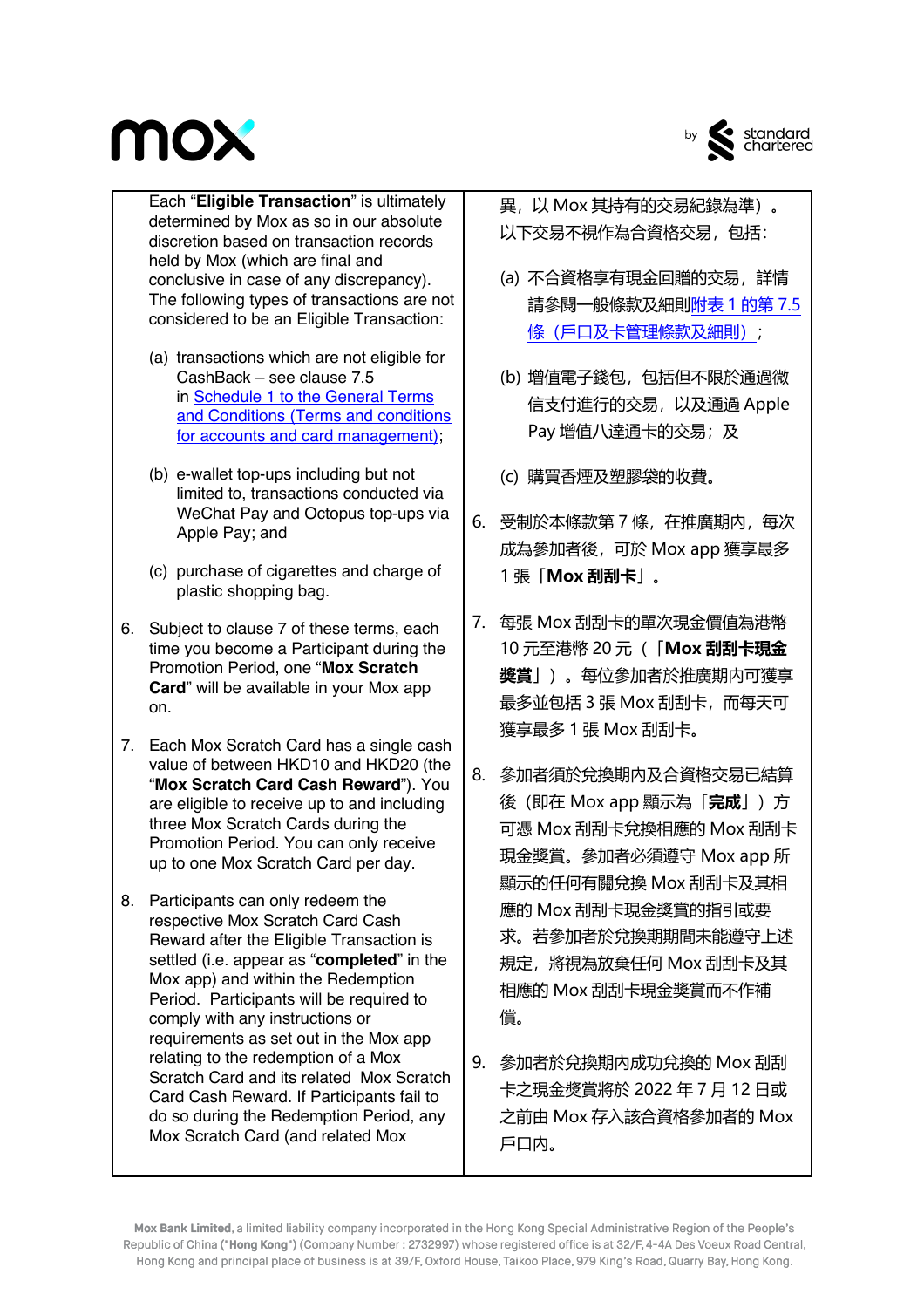Each "**Eligible Transaction**" is ultimately determined by Mox as so in our absolute discretion based on transaction records held by Mox (which are final and conclusive in case of any discrepancy). The following types of transactions are not considered to be an Eligible Transaction:

(a) transactions which are not eligible for CashBack – see clause 7.5 in [Schedule 1 to the General Terms and Conditions (Terms and conditions for accounts and card management)](#);

(b) e-wallet top-ups including but not limited to, transaction conducted via WeChat Pay and Octopus top-ups via Apple Pay; and

(c) purchase of cigarettes and charge of plastic shopping bag.

6. Subject to clause 7 of these terms, each time you become a Participant during the Promotion Period, one "**Mox Scratch Card**" will be available in your Mox app on.

7. Each Mox Scratch Card has a single cash value of between HKD10 and HKD20 (the "**Mox Scratch Card Cash Reward**"). You are eligible to receive up to and including three Mox Scratch Cards during the Promotion Period. You can only receive up to one Mox Scratch Card per day.

8. Participants can only redeem the respective Mox Scratch Card Cash Reward after the Eligible Transaction is settled (i.e. appear as "**completed**" in the Mox app) and within the Redemption Period. Participants will be required to comply with any instructions or requirements as set out in the Mox app relating to the redemption of a Mox Scratch Card and its related Mox Scratch Card Cash Reward. If Participants fail to do so during the Redemption Period, any Mox Scratch Card (and related Mox

異，以 Mox 其持有的交易紀錄為準）。以下交易不視作為合資格交易，包括：

(a) 不合資格享有現金回贈的交易，詳情請參閱一般條款及細則[附表 1 的第 7.5 條（戶口及卡管理條款及細則）](#)；

(b) 增值電子錢包，包括但不限於通過微信支付進行的交易，以及通過 Apple Pay 增值八達通卡的交易；及

(c) 購買香煙及塑膠袋的收費。

6. 受制於本條款第 7 條，在推廣期內，每次成為參加者後，可於 Mox app 獲享最多 1 張「**Mox 刮刮卡**」。

7. 每張 Mox 刮刮卡的單次現金價值為港幣 10 元至港幣 20 元（「**Mox 刮刮卡現金獎賞**」）。每位參加者於推廣期內可獲享最多並包括 3 張 Mox 刮刮卡，而每天可獲享最多 1 張 Mox 刮刮卡。

8. 參加者須於兌換期內及合資格交易已結算後（即在 Mox app 顯示為「**完成**」）方可憑 Mox 刮刮卡兌換相應的 Mox 刮刮卡現金獎賞。參加者必須遵守 Mox app 所顯示的任何有關兌換 Mox 刮刮卡及其相應的 Mox 刮刮卡現金獎賞的指引或要求。若參加者於兌換期期間未能遵守上述規定，將視為放棄任何 Mox 刮刮卡及其相應的 Mox 刮刮卡現金獎賞而不作補償。

9. 參加者於兌換期內成功兌換的 Mox 刮刮卡之現金獎賞將於 2022 年 7 月 12 日或之前由 Mox 存入該合資格參加者的 Mox 戶口內。

**Mox Bank Limited**, a limited liability company incorporated in the Hong Kong Special Administrative Region of the People's Republic of China (**"Hong Kong"**) (Company Number : 2732997) whose registered office is at 32/F, 4-4A Des Voeux Road Central, Hong Kong and principal place of business is at 39/F, Oxford House, Taikoo Place, 979 King's Road, Quarry Bay, Hong Kong.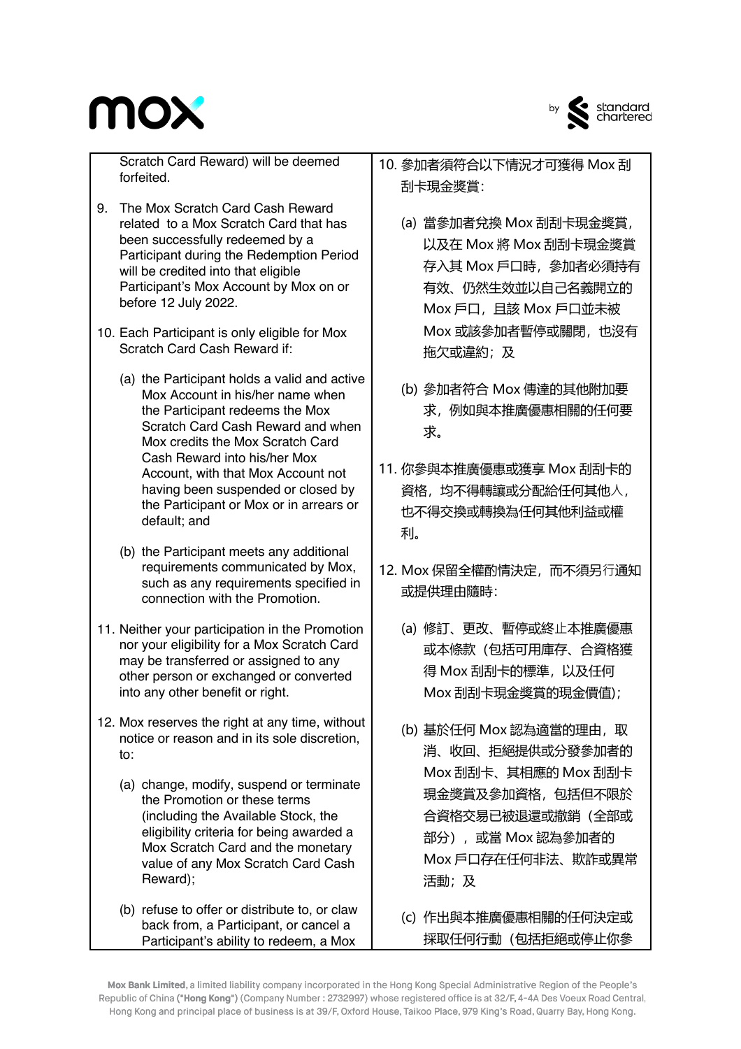Scratch Card Reward) will be deemed forfeited.

9. The Mox Scratch Card Cash Reward related to a Mox Scratch Card that has been successfully redeemed by a Participant during the Redemption Period will be credited into that eligible Participant's Mox Account by Mox on or before 12 July 2022.

10. Each Participant is only eligible for Mox Scratch Card Cash Reward if:

    (a) the Participant holds a valid and active Mox Account in his/her name when the Participant redeems the Mox Scratch Card Cash Reward and when Mox credits the Mox Scratch Card Cash Reward into his/her Mox Account, with that Mox Account not having been suspended or closed by the Participant or Mox or in arrears or default; and

    (b) the Participant meets any additional requirements communicated by Mox, such as any requirements specified in connection with the Promotion.

11. Neither your participation in the Promotion nor your eligibility for a Mox Scratch Card may be transferred or assigned to any other person or exchanged or converted into any other benefit or right.

12. Mox reserves the right at any time, without notice or reason and in its sole discretion, to:

    (a) change, modify, suspend or terminate the Promotion or these terms (including the Available Stock, the eligibility criteria for being awarded a Mox Scratch Card and the monetary value of any Mox Scratch Card Cash Reward);

    (b) refuse to offer or distribute to, or claw back from, a Participant, or cancel a Participant's ability to redeem, a Mox

10. 參加者須符合以下情況才可獲得 Mox 刮刮卡現金獎賞:

    (a) 當參加者兌換 Mox 刮刮卡現金獎賞，以及在 Mox 將 Mox 刮刮卡現金獎賞存入其 Mox 戶口時，參加者必須持有有效、仍然生效並以自己名義開立的 Mox 戶口，且該 Mox 戶口並未被 Mox 或該參加者暫停或關閉，也沒有拖欠或違約；及

    (b) 參加者符合 Mox 傳達的其他附加要求，例如與本推廣優惠相關的任何要求。

11. 你參與本推廣優惠或獲享 Mox 刮刮卡的資格，均不得轉讓或分配給任何其他人，也不得交換或轉換為任何其他利益或權利。

12. Mox 保留全權酌情決定，而不須另行通知或提供理由隨時:

    (a) 修訂、更改、暫停或終止本推廣優惠或本條款（包括可用庫存、合資格獲得 Mox 刮刮卡的標準，以及任何 Mox 刮刮卡現金獎賞的現金價值）;

    (b) 基於任何 Mox 認為適當的理由，取消、收回、拒絕提供或分發參加者的 Mox 刮刮卡、其相應的 Mox 刮刮卡現金獎賞及參加資格，包括但不限於合資格交易已被退還或撤銷（全部或部分），或當 Mox 認為參加者的 Mox 戶口存在任何非法、欺詐或異常活動；及

    (c) 作出與本推廣優惠相關的任何決定或採取任何行動（包括拒絕或停止你參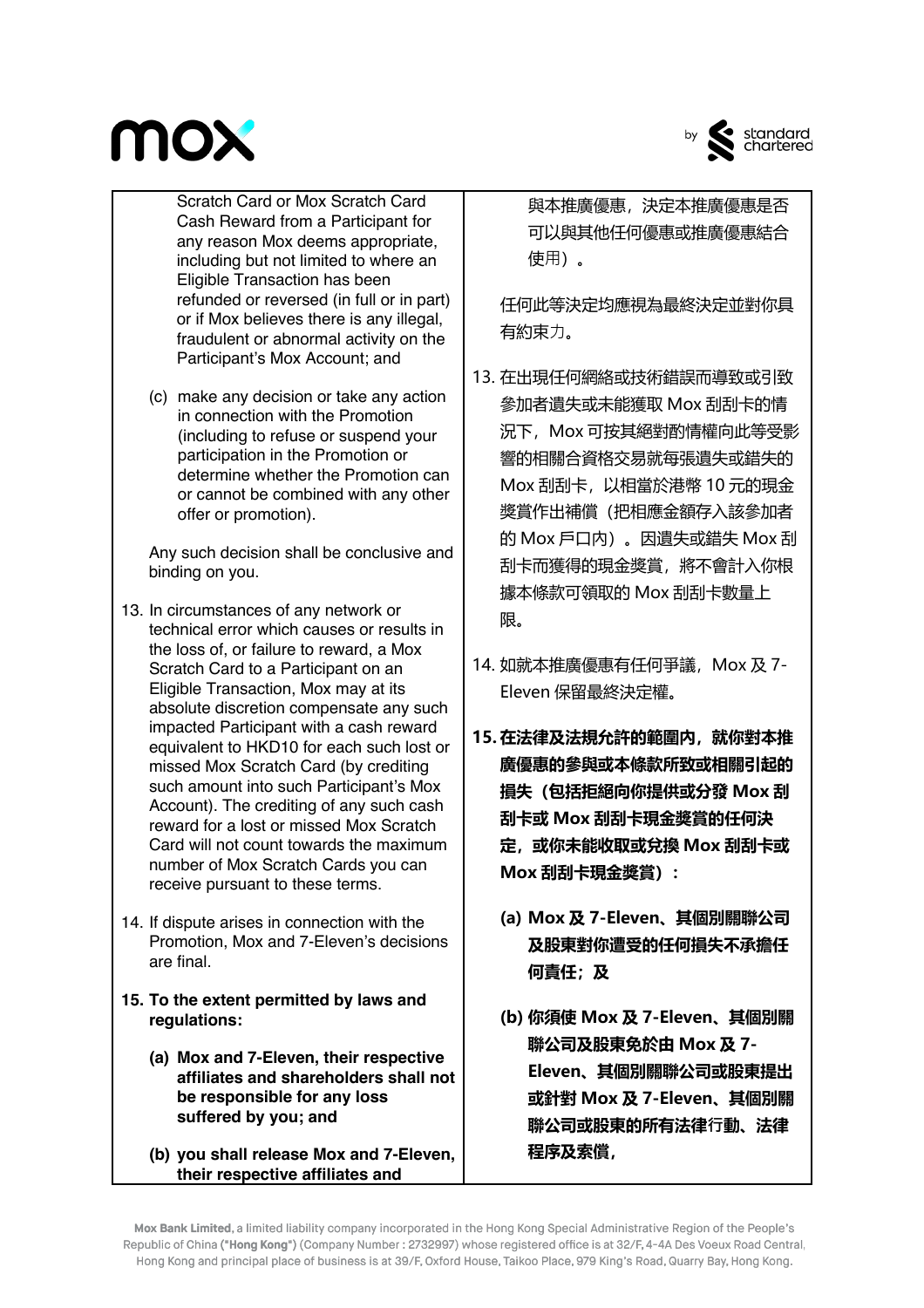Scratch Card or Mox Scratch Card Cash Reward from a Participant for any reason Mox deems appropriate, including but not limited to where an Eligible Transaction has been refunded or reversed (in full or in part) or if Mox believes there is any illegal, fraudulent or abnormal activity on the Participant's Mox Account; and

(c) make any decision or take any action in connection with the Promotion (including to refuse or suspend your participation in the Promotion or determine whether the Promotion can or cannot be combined with any other offer or promotion).

Any such decision shall be conclusive and binding on you.

13. In circumstances of any network or technical error which causes or results in the loss of, or failure to reward, a Mox Scratch Card to a Participant on an Eligible Transaction, Mox may at its absolute discretion compensate any such impacted Participant with a cash reward equivalent to HKD10 for each such lost or missed Mox Scratch Card (by crediting such amount into such Participant's Mox Account). The crediting of any such cash reward for a lost or missed Mox Scratch Card will not count towards the maximum number of Mox Scratch Cards you can receive pursuant to these terms.

14. If dispute arises in connection with the Promotion, Mox and 7-Eleven's decisions are final.

**15. To the extent permitted by laws and regulations:**

**(a) Mox and 7-Eleven, their respective affiliates and shareholders shall not be responsible for any loss suffered by you; and**

**(b) you shall release Mox and 7-Eleven, their respective affiliates and**

與本推廣優惠，決定本推廣優惠是否可以與其他任何優惠或推廣優惠結合使用）。

任何此等決定均應視為最終決定並對你具有約束力。

13. 在出現任何網絡或技術錯誤而導致或引致參加者遺失或未能獲取 Mox 刮刮卡的情況下，Mox 可按其絕對酌情權向此等受影響的相關合資格交易就每張遺失或錯失的 Mox 刮刮卡，以相當於港幣 10 元的現金獎賞作出補償（把相應金額存入該參加者的 Mox 戶口內）。因遺失或錯失 Mox 刮刮卡而獲得的現金獎賞，將不會計入你根據本條款可領取的 Mox 刮刮卡數量上限。

14. 如就本推廣優惠有任何爭議，Mox 及 7-Eleven 保留最終決定權。

**15. 在法律及法規允許的範圍內，就你對本推廣優惠的參與或本條款所致或相關引起的損失（包括拒絕向你提供或分發 Mox 刮刮卡或 Mox 刮刮卡現金獎賞的任何決定，或你未能收取或兌換 Mox 刮刮卡或 Mox 刮刮卡現金獎賞）：**

**(a) Mox 及 7-Eleven、其個別關聯公司及股東對你遭受的任何損失不承擔任何責任；及**

**(b) 你須使 Mox 及 7-Eleven、其個別關聯公司及股東免於由 Mox 及 7-Eleven、其個別關聯公司或股東提出或針對 Mox 及 7-Eleven、其個別關聯公司或股東的所有法律行動、法律程序及索償，**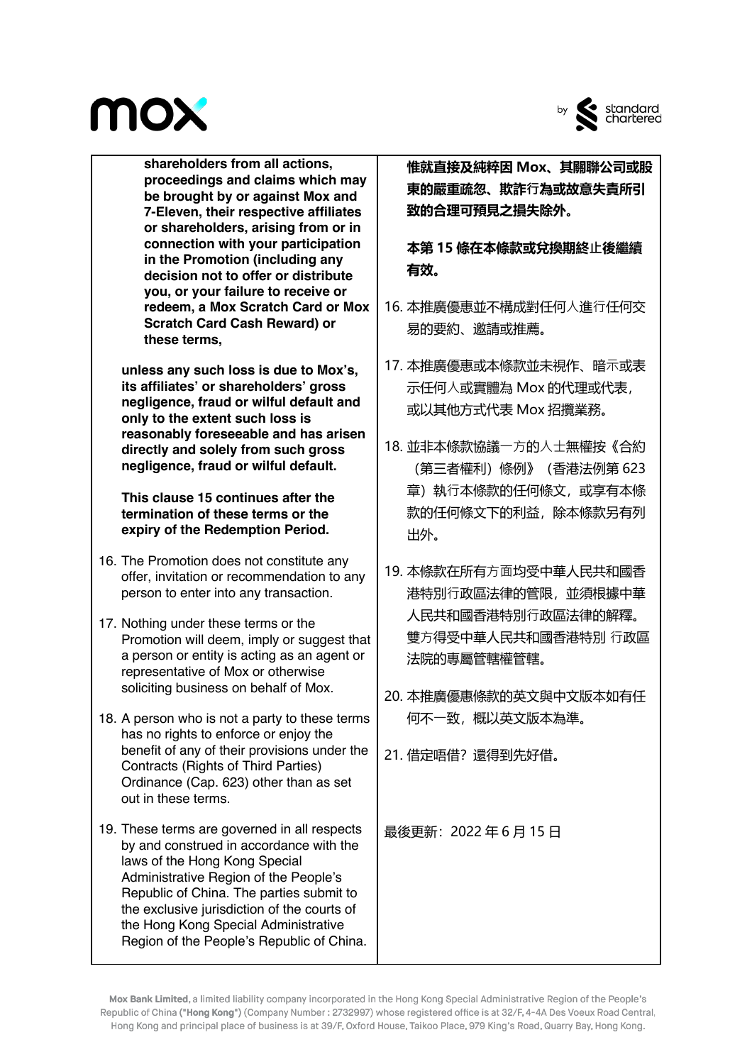**shareholders from all actions, proceedings and claims which may be brought by or against Mox and 7-Eleven, their respective affiliates or shareholders, arising from or in connection with your participation in the Promotion (including any decision not to offer or distribute you, or your failure to receive or redeem, a Mox Scratch Card or Mox Scratch Card Cash Reward) or these terms,**

**unless any such loss is due to Mox's, its affiliates' or shareholders' gross negligence, fraud or wilful default and only to the extent such loss is reasonably foreseeable and has arisen directly and solely from such gross negligence, fraud or wilful default.**

**This clause 15 continues after the termination of these terms or the expiry of the Redemption Period.**

16. The Promotion does not constitute any offer, invitation or recommendation to any person to enter into any transaction.

17. Nothing under these terms or the Promotion will deem, imply or suggest that a person or entity is acting as an agent or representative of Mox or otherwise soliciting business on behalf of Mox.

18. A person who is not a party to these terms has no rights to enforce or enjoy the benefit of any of their provisions under the Contracts (Rights of Third Parties) Ordinance (Cap. 623) other than as set out in these terms.

19. These terms are governed in all respects by and construed in accordance with the laws of the Hong Kong Special Administrative Region of the People's Republic of China. The parties submit to the exclusive jurisdiction of the courts of the Hong Kong Special Administrative Region of the People's Republic of China.

**惟就直接及純粹因 Mox、其關聯公司或股東的嚴重疏忽、欺詐行為或故意失責所引致的合理可預見之損失除外。**

**本第 15 條在本條款或兌換期終止後繼續有效。**

16. 本推廣優惠並不構成對任何人進行任何交易的要約、邀請或推薦。

17. 本推廣優惠或本條款並未視作、暗示或表示任何人或實體為 Mox 的代理或代表，或以其他方式代表 Mox 招攬業務。

18. 並非本條款協議一方的人士無權按《合約（第三者權利）條例》（香港法例第 623 章）執行本條款的任何條文，或享有本條款的任何條文下的利益，除本條款另有列出外。

19. 本條款在所有方面均受中華人民共和國香港特別行政區法律的管限，並須根據中華人民共和國香港特別行政區法律的解釋。雙方得受中華人民共和國香港特別 行政區法院的專屬管轄權管轄。

20. 本推廣優惠條款的英文與中文版本如有任何不一致，概以英文版本為準。

21. 借定唔借？還得到先好借。

最後更新：2022 年 6 月 15 日

**Mox Bank Limited**, a limited liability company incorporated in the Hong Kong Special Administrative Region of the People's Republic of China **("Hong Kong")** (Company Number : 2732997) whose registered office is at 32/F, 4-4A Des Voeux Road Central, Hong Kong and principal place of business is at 39/F, Oxford House, Taikoo Place, 979 King's Road, Quarry Bay, Hong Kong.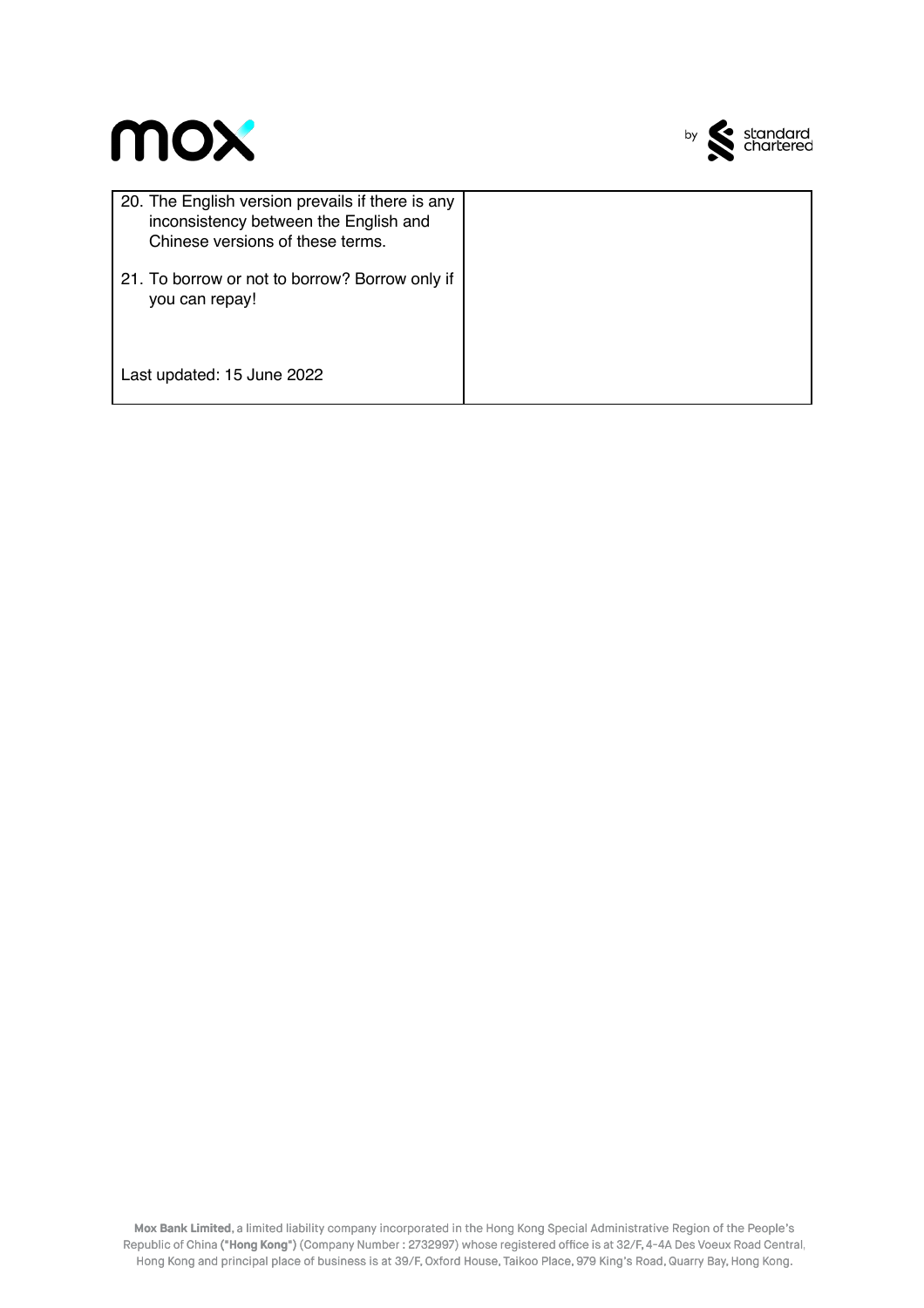| | |
|---|---|
| 20. The English version prevails if there is any inconsistency between the English and Chinese versions of these terms. | |
| 21. To borrow or not to borrow? Borrow only if you can repay! | |
| Last updated: 15 June 2022 | |